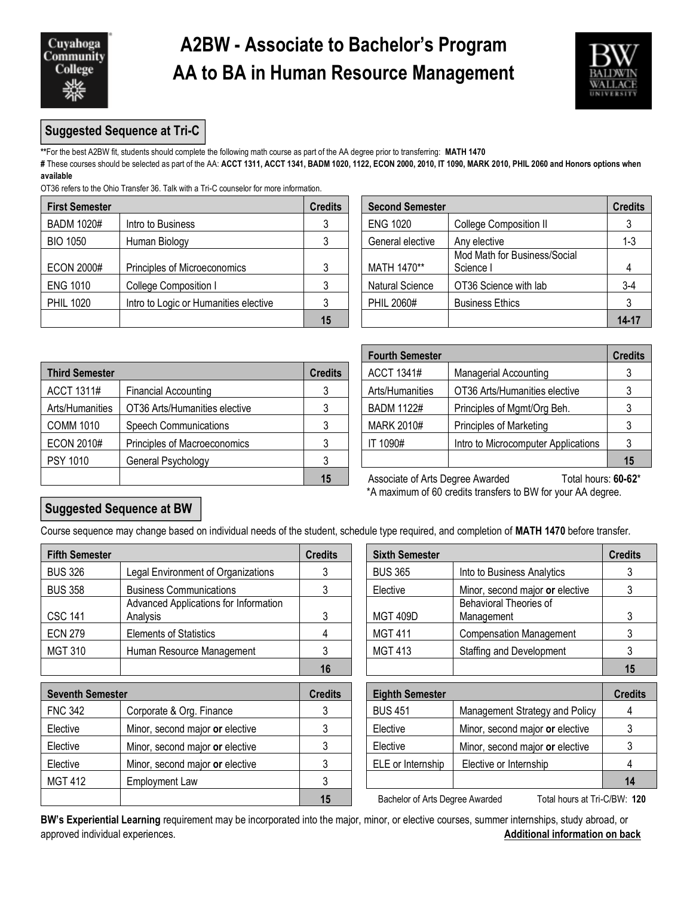Cuyahoga Community College

# A2BW - Associate to Bachelor's Program
# AA to BA in Human Resource Management

Baldwin Wallace University

## Suggested Sequence at Tri-C

**For the best A2BW fit, students should complete the following math course as part of the AA degree prior to transferring: **MATH 1470**

**#** These courses should be selected as part of the AA: **ACCT 1311, ACCT 1341, BADM 1020, 1122, ECON 2000, 2010, IT 1090, MARK 2010, PHIL 2060 and Honors options when available**

OT36 refers to the Ohio Transfer 36. Talk with a Tri-C counselor for more information.

| First Semester | | Credits |
|---|---|---|
| BADM 1020# | Intro to Business | 3 |
| BIO 1050 | Human Biology | 3 |
| ECON 2000# | Principles of Microeconomics | 3 |
| ENG 1010 | College Composition I | 3 |
| PHIL 1020 | Intro to Logic or Humanities elective | 3 |
| | | 15 |

| Second Semester | | Credits |
|---|---|---|
| ENG 1020 | College Composition II | 3 |
| General elective | Any elective | 1-3 |
| MATH 1470** | Mod Math for Business/Social Science I | 4 |
| Natural Science | OT36 Science with lab | 3-4 |
| PHIL 2060# | Business Ethics | 3 |
| | | 14-17 |

| Third Semester | | Credits |
|---|---|---|
| ACCT 1311# | Financial Accounting | 3 |
| Arts/Humanities | OT36 Arts/Humanities elective | 3 |
| COMM 1010 | Speech Communications | 3 |
| ECON 2010# | Principles of Macroeconomics | 3 |
| PSY 1010 | General Psychology | 3 |
| | | 15 |

| Fourth Semester | | Credits |
|---|---|---|
| ACCT 1341# | Managerial Accounting | 3 |
| Arts/Humanities | OT36 Arts/Humanities elective | 3 |
| BADM 1122# | Principles of Mgmt/Org Beh. | 3 |
| MARK 2010# | Principles of Marketing | 3 |
| IT 1090# | Intro to Microcomputer Applications | 3 |
| | | 15 |

Associate of Arts Degree Awarded Total hours: **60-62***

*A maximum of 60 credits transfers to BW for your AA degree.

## Suggested Sequence at BW

Course sequence may change based on individual needs of the student, schedule type required, and completion of **MATH 1470** before transfer.

| Fifth Semester | | Credits |
|---|---|---|
| BUS 326 | Legal Environment of Organizations | 3 |
| BUS 358 | Business Communications | 3 |
| CSC 141 | Advanced Applications for Information Analysis | 3 |
| ECN 279 | Elements of Statistics | 4 |
| MGT 310 | Human Resource Management | 3 |
| | | 16 |

| Sixth Semester | | Credits |
|---|---|---|
| BUS 365 | Into to Business Analytics | 3 |
| Elective | Minor, second major **or** elective | 3 |
| MGT 409D | Behavioral Theories of Management | 3 |
| MGT 411 | Compensation Management | 3 |
| MGT 413 | Staffing and Development | 3 |
| | | 15 |

| Seventh Semester | | Credits |
|---|---|---|
| FNC 342 | Corporate & Org. Finance | 3 |
| Elective | Minor, second major **or** elective | 3 |
| Elective | Minor, second major **or** elective | 3 |
| Elective | Minor, second major **or** elective | 3 |
| MGT 412 | Employment Law | 3 |
| | | 15 |

| Eighth Semester | | Credits |
|---|---|---|
| BUS 451 | Management Strategy and Policy | 4 |
| Elective | Minor, second major **or** elective | 3 |
| Elective | Minor, second major **or** elective | 3 |
| ELE or Internship | Elective or Internship | 4 |
| | | 14 |

Bachelor of Arts Degree Awarded Total hours at Tri-C/BW: **120**

**BW's Experiential Learning** requirement may be incorporated into the major, minor, or elective courses, summer internships, study abroad, or approved individual experiences.

**Additional information on back**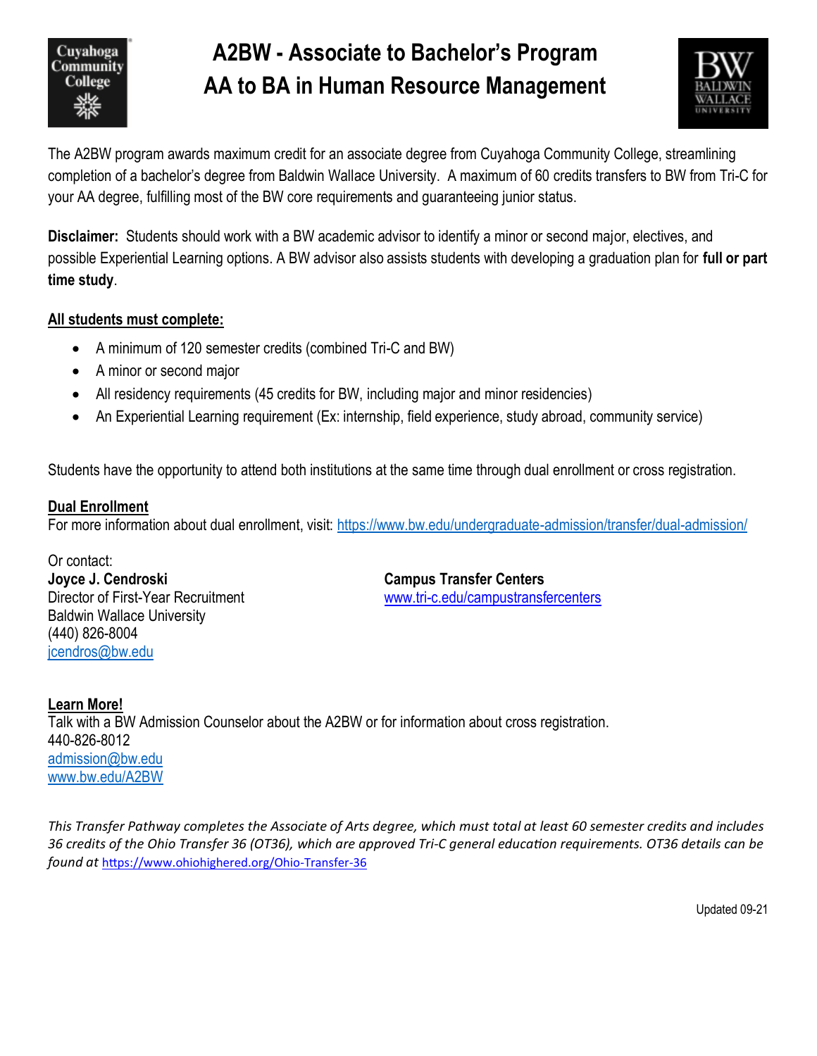# A2BW - Associate to Bachelor's Program
# AA to BA in Human Resource Management

The A2BW program awards maximum credit for an associate degree from Cuyahoga Community College, streamlining completion of a bachelor's degree from Baldwin Wallace University. A maximum of 60 credits transfers to BW from Tri-C for your AA degree, fulfilling most of the BW core requirements and guaranteeing junior status.

**Disclaimer:** Students should work with a BW academic advisor to identify a minor or second major, electives, and possible Experiential Learning options. A BW advisor also assists students with developing a graduation plan for **full or part time study**.

**All students must complete:**

- A minimum of 120 semester credits (combined Tri-C and BW)
- A minor or second major
- All residency requirements (45 credits for BW, including major and minor residencies)
- An Experiential Learning requirement (Ex: internship, field experience, study abroad, community service)

Students have the opportunity to attend both institutions at the same time through dual enrollment or cross registration.

**Dual Enrollment**
For more information about dual enrollment, visit: https://www.bw.edu/undergraduate-admission/transfer/dual-admission/

Or contact:

**Joyce J. Cendroski**
Director of First-Year Recruitment
Baldwin Wallace University
(440) 826-8004
jcendros@bw.edu

**Campus Transfer Centers**
www.tri-c.edu/campustransfercenters

**Learn More!**
Talk with a BW Admission Counselor about the A2BW or for information about cross registration.
440-826-8012
admission@bw.edu
www.bw.edu/A2BW

*This Transfer Pathway completes the Associate of Arts degree, which must total at least 60 semester credits and includes 36 credits of the Ohio Transfer 36 (OT36), which are approved Tri-C general education requirements. OT36 details can be found at* https://www.ohiohighered.org/Ohio-Transfer-36

Updated 09-21